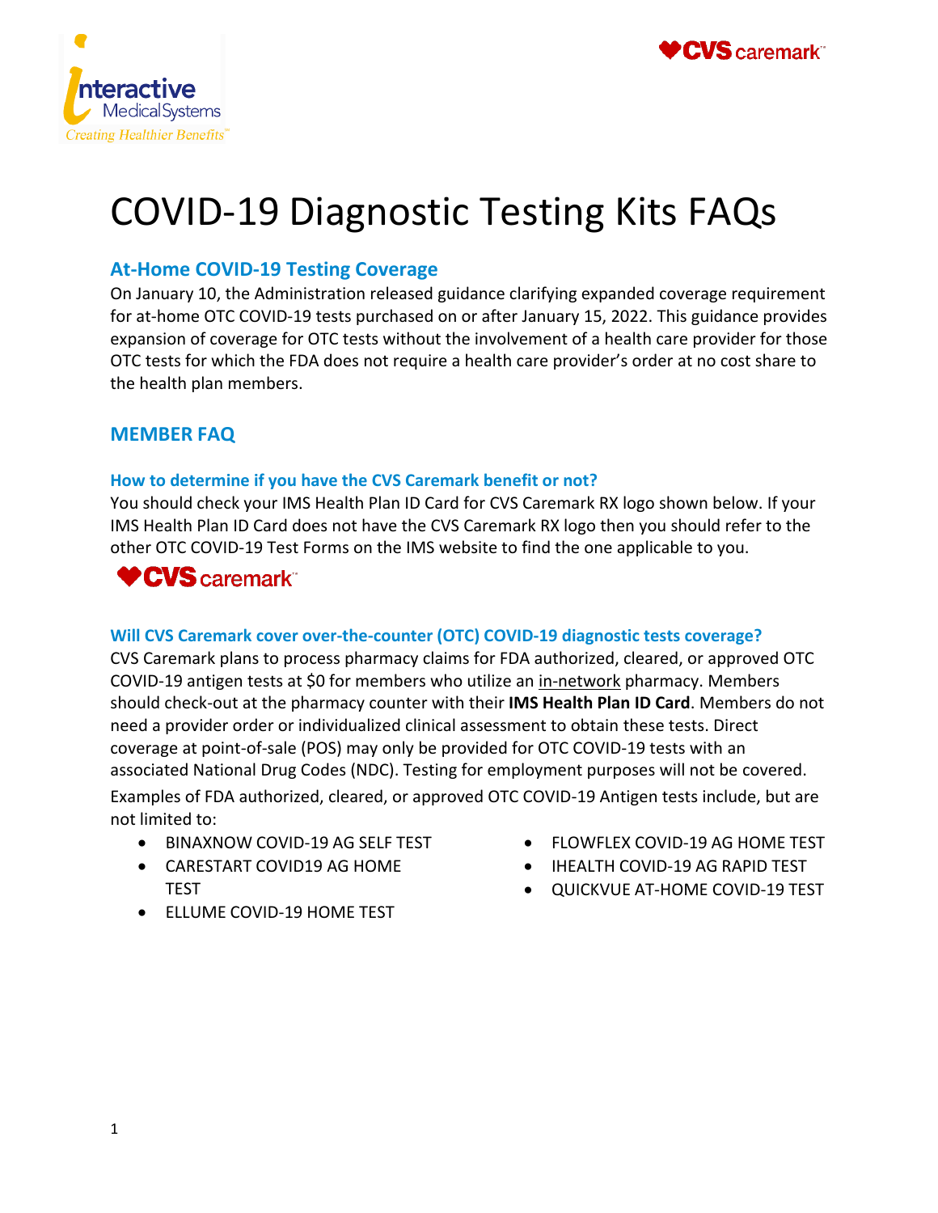# COVID-19 Diagnostic Testing Kits FAQs

## At-Home COVID-19 Testing Coverage

On January 10, the Administration released guidance clarifying expanded coverage requirement for at-home OTC COVID-19 tests purchased on or after January 15, 2022. This guidance provides expansion of coverage for OTC tests without the involvement of a health care provider for those OTC tests for which the FDA does not require a health care provider's order at no cost share to the health plan members.

## MEMBER FAQ

### How to determine if you have the CVS Caremark benefit or not?

You should check your IMS Health Plan ID Card for CVS Caremark RX logo shown below. If your IMS Health Plan ID Card does not have the CVS Caremark RX logo then you should refer to the other OTC COVID-19 Test Forms on the IMS website to find the one applicable to you.

### Will CVS Caremark cover over-the-counter (OTC) COVID-19 diagnostic tests coverage?

CVS Caremark plans to process pharmacy claims for FDA authorized, cleared, or approved OTC COVID-19 antigen tests at $0 for members who utilize an in-network pharmacy. Members should check-out at the pharmacy counter with their **IMS Health Plan ID Card**. Members do not need a provider order or individualized clinical assessment to obtain these tests. Direct coverage at point-of-sale (POS) may only be provided for OTC COVID-19 tests with an associated National Drug Codes (NDC). Testing for employment purposes will not be covered.

Examples of FDA authorized, cleared, or approved OTC COVID-19 Antigen tests include, but are not limited to:

- BINAXNOW COVID-19 AG SELF TEST
- CARESTART COVID19 AG HOME TEST
- ELLUME COVID-19 HOME TEST
- FLOWFLEX COVID-19 AG HOME TEST
- IHEALTH COVID-19 AG RAPID TEST
- QUICKVUE AT-HOME COVID-19 TEST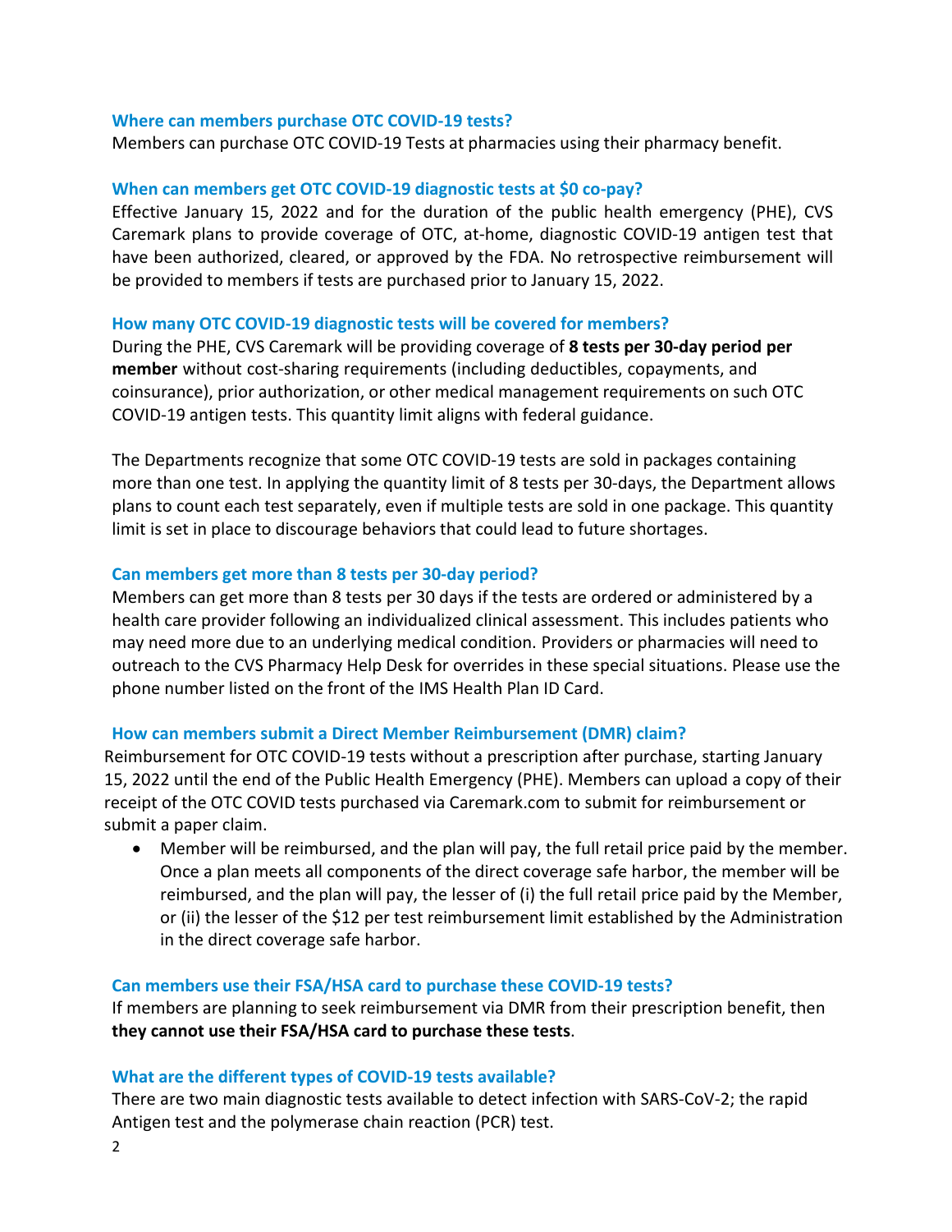### Where can members purchase OTC COVID-19 tests?

Members can purchase OTC COVID-19 Tests at pharmacies using their pharmacy benefit.

### When can members get OTC COVID-19 diagnostic tests at $0 co-pay?

Effective January 15, 2022 and for the duration of the public health emergency (PHE), CVS Caremark plans to provide coverage of OTC, at-home, diagnostic COVID-19 antigen test that have been authorized, cleared, or approved by the FDA. No retrospective reimbursement will be provided to members if tests are purchased prior to January 15, 2022.

### How many OTC COVID-19 diagnostic tests will be covered for members?

During the PHE, CVS Caremark will be providing coverage of **8 tests per 30-day period per member** without cost-sharing requirements (including deductibles, copayments, and coinsurance), prior authorization, or other medical management requirements on such OTC COVID-19 antigen tests. This quantity limit aligns with federal guidance.

The Departments recognize that some OTC COVID-19 tests are sold in packages containing more than one test. In applying the quantity limit of 8 tests per 30-days, the Department allows plans to count each test separately, even if multiple tests are sold in one package. This quantity limit is set in place to discourage behaviors that could lead to future shortages.

### Can members get more than 8 tests per 30-day period?

Members can get more than 8 tests per 30 days if the tests are ordered or administered by a health care provider following an individualized clinical assessment. This includes patients who may need more due to an underlying medical condition. Providers or pharmacies will need to outreach to the CVS Pharmacy Help Desk for overrides in these special situations. Please use the phone number listed on the front of the IMS Health Plan ID Card.

### How can members submit a Direct Member Reimbursement (DMR) claim?

Reimbursement for OTC COVID-19 tests without a prescription after purchase, starting January 15, 2022 until the end of the Public Health Emergency (PHE). Members can upload a copy of their receipt of the OTC COVID tests purchased via Caremark.com to submit for reimbursement or submit a paper claim.

- Member will be reimbursed, and the plan will pay, the full retail price paid by the member. Once a plan meets all components of the direct coverage safe harbor, the member will be reimbursed, and the plan will pay, the lesser of (i) the full retail price paid by the Member, or (ii) the lesser of the $12 per test reimbursement limit established by the Administration in the direct coverage safe harbor.

### Can members use their FSA/HSA card to purchase these COVID-19 tests?

If members are planning to seek reimbursement via DMR from their prescription benefit, then **they cannot use their FSA/HSA card to purchase these tests**.

### What are the different types of COVID-19 tests available?

There are two main diagnostic tests available to detect infection with SARS-CoV-2; the rapid Antigen test and the polymerase chain reaction (PCR) test.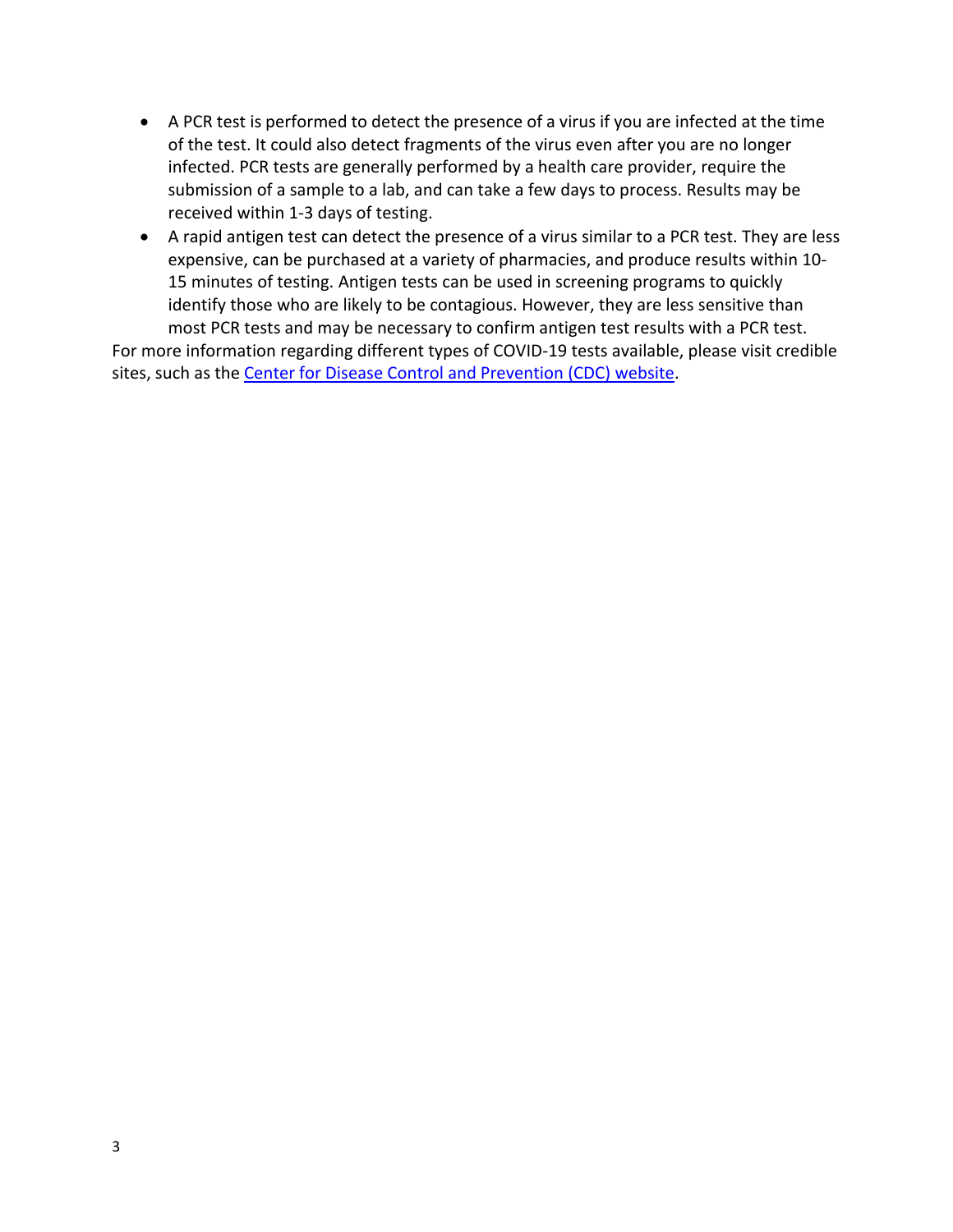- A PCR test is performed to detect the presence of a virus if you are infected at the time of the test. It could also detect fragments of the virus even after you are no longer infected. PCR tests are generally performed by a health care provider, require the submission of a sample to a lab, and can take a few days to process. Results may be received within 1-3 days of testing.
- A rapid antigen test can detect the presence of a virus similar to a PCR test. They are less expensive, can be purchased at a variety of pharmacies, and produce results within 10-15 minutes of testing. Antigen tests can be used in screening programs to quickly identify those who are likely to be contagious. However, they are less sensitive than most PCR tests and may be necessary to confirm antigen test results with a PCR test.

For more information regarding different types of COVID-19 tests available, please visit credible sites, such as the Center for Disease Control and Prevention (CDC) website.